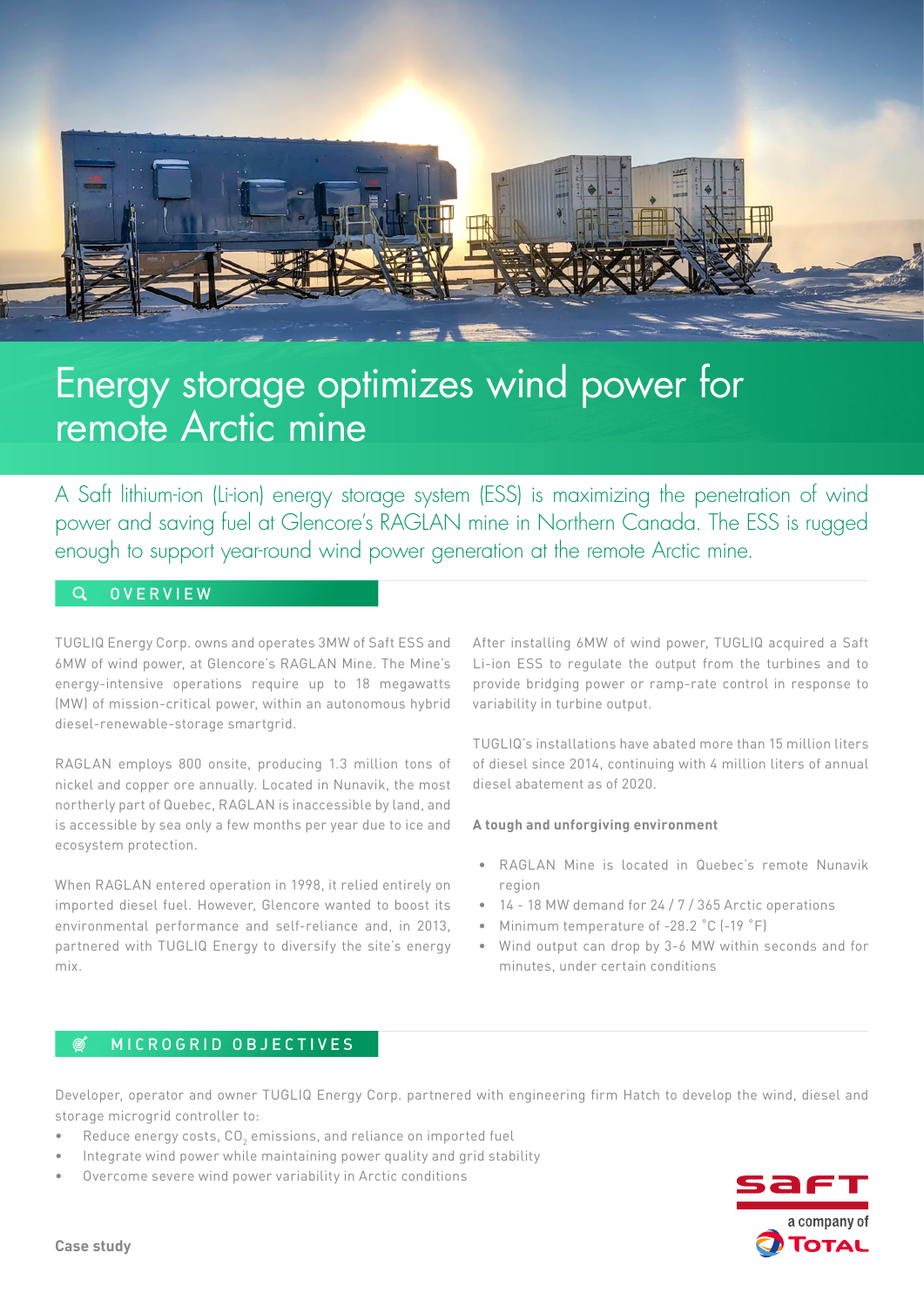# Energy storage optimizes wind power for remote Arctic mine

A Saft lithium-ion (Li-ion) energy storage system (ESS) is maximizing the penetration of wind power and saving fuel at Glencore's RAGLAN mine in Northern Canada. The ESS is rugged enough to support year-round wind power generation at the remote Arctic mine.

## OVERVIEW

TUGLIQ Energy Corp. owns and operates 3MW of Saft ESS and 6MW of wind power, at Glencore's RAGLAN Mine. The Mine's energy-intensive operations require up to 18 megawatts (MW) of mission-critical power, within an autonomous hybrid diesel-renewable-storage smartgrid.

RAGLAN employs 800 onsite, producing 1.3 million tons of nickel and copper ore annually. Located in Nunavik, the most northerly part of Quebec, RAGLAN is inaccessible by land, and is accessible by sea only a few months per year due to ice and ecosystem protection.

When RAGLAN entered operation in 1998, it relied entirely on imported diesel fuel. However, Glencore wanted to boost its environmental performance and self-reliance and, in 2013, partnered with TUGLIQ Energy to diversify the site's energy mix.

After installing 6MW of wind power, TUGLIQ acquired a Saft Li-ion ESS to regulate the output from the turbines and to provide bridging power or ramp-rate control in response to variability in turbine output.

TUGLIQ's installations have abated more than 15 million liters of diesel since 2014, continuing with 4 million liters of annual diesel abatement as of 2020.

**A tough and unforgiving environment**

- RAGLAN Mine is located in Quebec's remote Nunavik region
- 14 - 18 MW demand for 24 / 7 / 365 Arctic operations
- Minimum temperature of -28.2 °C (-19 °F)
- Wind output can drop by 3-6 MW within seconds and for minutes, under certain conditions

## MICROGRID OBJECTIVES

Developer, operator and owner TUGLIQ Energy Corp. partnered with engineering firm Hatch to develop the wind, diesel and storage microgrid controller to:

- Reduce energy costs, $CO_2$ emissions, and reliance on imported fuel
- Integrate wind power while maintaining power quality and grid stability
- Overcome severe wind power variability in Arctic conditions

saft a company of TOTAL

Case study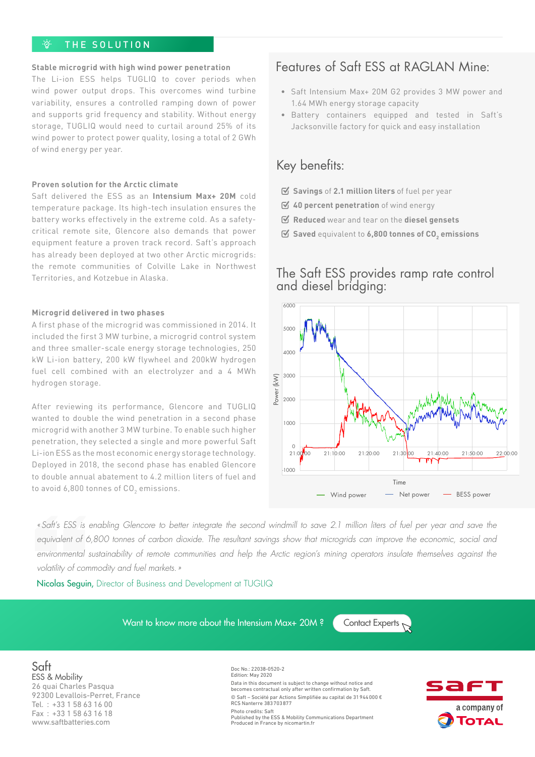## THE SOLUTION

**Stable microgrid with high wind power penetration**

The Li-ion ESS helps TUGLIQ to cover periods when wind power output drops. This overcomes wind turbine variability, ensures a controlled ramping down of power and supports grid frequency and stability. Without energy storage, TUGLIQ would need to curtail around 25% of its wind power to protect power quality, losing a total of 2 GWh of wind energy per year.

**Proven solution for the Arctic climate**

Saft delivered the ESS as an **Intensium Max+ 20M** cold temperature package. Its high-tech insulation ensures the battery works effectively in the extreme cold. As a safety-critical remote site, Glencore also demands that power equipment feature a proven track record. Saft's approach has already been deployed at two other Arctic microgrids: the remote communities of Colville Lake in Northwest Territories, and Kotzebue in Alaska.

**Microgrid delivered in two phases**

A first phase of the microgrid was commissioned in 2014. It included the first 3 MW turbine, a microgrid control system and three smaller-scale energy storage technologies, 250 kW Li-ion battery, 200 kW flywheel and 200kW hydrogen fuel cell combined with an electrolyzer and a 4 MWh hydrogen storage.

After reviewing its performance, Glencore and TUGLIQ wanted to double the wind penetration in a second phase microgrid with another 3 MW turbine. To enable such higher penetration, they selected a single and more powerful Saft Li-ion ESS as the most economic energy storage technology. Deployed in 2018, the second phase has enabled Glencore to double annual abatement to 4.2 million liters of fuel and to avoid 6,800 tonnes of $CO_2$ emissions.

## Features of Saft ESS at RAGLAN Mine:

- Saft Intensium Max+ 20M G2 provides 3 MW power and 1.64 MWh energy storage capacity
- Battery containers equipped and tested in Saft's Jacksonville factory for quick and easy installation

## Key benefits:

- **Savings** of **2.1 million liters** of fuel per year
- **40 percent penetration** of wind energy
- **Reduced** wear and tear on the **diesel gensets**
- **Saved** equivalent to **6,800 tonnes of $CO_2$ emissions**

## The Saft ESS provides ramp rate control and diesel bridging:

Power (kW)
6000
5000
4000
3000
2000
1000
0
-1000
21:00:00
21:10:00
21:20:00
21:30:00
21:40:00
21:50:00
22:00:00
Time
Wind power
Net power
BESS power

*« Saft's ESS is enabling Glencore to better integrate the second windmill to save 2.1 million liters of fuel per year and save the equivalent of 6,800 tonnes of carbon dioxide. The resultant savings show that microgrids can improve the economic, social and environmental sustainability of remote communities and help the Arctic region's mining operators insulate themselves against the volatility of commodity and fuel markets. »*

Nicolas Seguin, Director of Business and Development at TUGLIQ

Want to know more about the Intensium Max+ 20M ? Contact Experts

Saft
ESS & Mobility
26 quai Charles Pasqua
92300 Levallois-Perret, France
Tel. : +33 1 58 63 16 00
Fax : +33 1 58 63 16 18
www.saftbatteries.com

Doc No.: 22038-0520-2
Edition: May 2020
Data in this document is subject to change without notice and becomes contractual only after written confirmation by Saft.
© Saft – Société par Actions Simplifiée au capital de 31 944 000 €
RCS Nanterre 383 703 877
Photo credits: Saft
Published by the ESS & Mobility Communications Department
Produced in France by nicomartin.fr

SAFT
a company of TOTAL